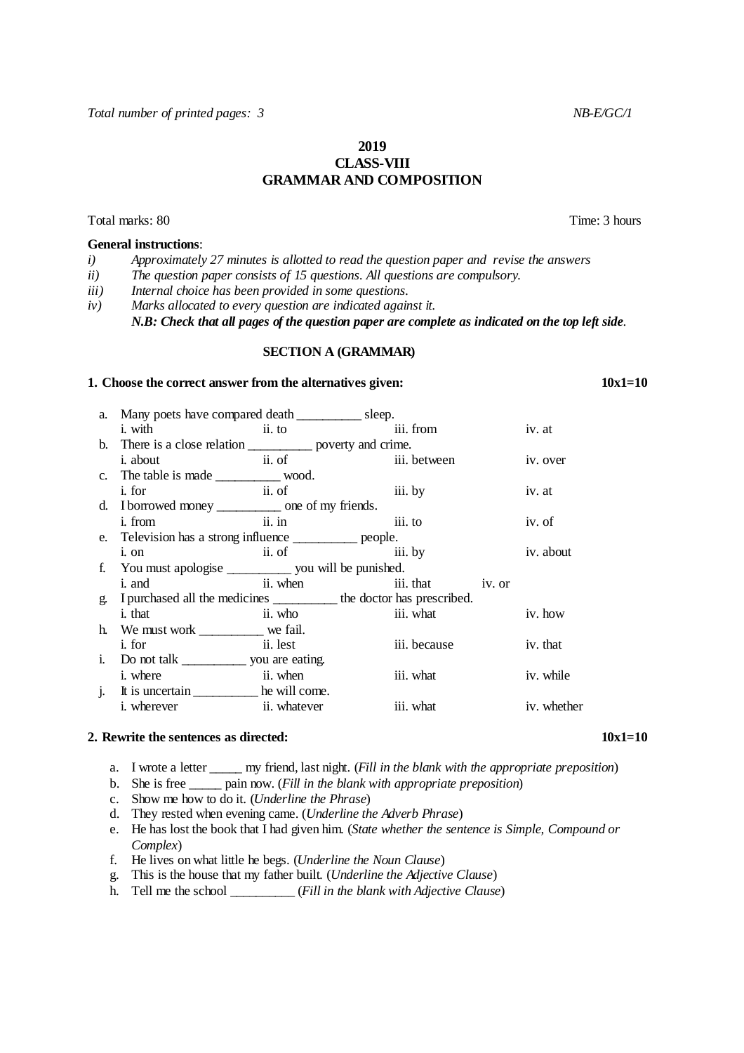*Total number of printed pages: 3* *NB-E/GC/1*

**2019**
**CLASS-VIII**
**GRAMMAR AND COMPOSITION**

Total marks: 80 Time: 3 hours

**General instructions**:

*i) Approximately 27 minutes is allotted to read the question paper and revise the answers*
*ii) The question paper consists of 15 questions. All questions are compulsory.*
*iii) Internal choice has been provided in some questions.*
*iv) Marks allocated to every question are indicated against it.*
***N.B: Check that all pages of the question paper are complete as indicated on the top left side.***

## SECTION A (GRAMMAR)

**1. Choose the correct answer from the alternatives given:** **10x1=10**

a. Many poets have compared death __________ sleep.
 i. with ii. to iii. from iv. at

b. There is a close relation __________ poverty and crime.
 i. about ii. of iii. between iv. over

c. The table is made __________ wood.
 i. for ii. of iii. by iv. at

d. I borrowed money __________ one of my friends.
 i. from ii. in iii. to iv. of

e. Television has a strong influence __________ people.
 i. on ii. of iii. by iv. about

f. You must apologise __________ you will be punished.
 i. and ii. when iii. that iv. or

g. I purchased all the medicines __________ the doctor has prescribed.
 i. that ii. who iii. what iv. how

h. We must work __________ we fail.
 i. for ii. lest iii. because iv. that

i. Do not talk __________ you are eating.
 i. where ii. when iii. what iv. while

j. It is uncertain __________ he will come.
 i. wherever ii. whatever iii. what iv. whether

**2. Rewrite the sentences as directed:** **10x1=10**

a. I wrote a letter _____ my friend, last night. (*Fill in the blank with the appropriate preposition*)
b. She is free _____ pain now. (*Fill in the blank with appropriate preposition*)
c. Show me how to do it. (*Underline the Phrase*)
d. They rested when evening came. (*Underline the Adverb Phrase*)
e. He has lost the book that I had given him. (*State whether the sentence is Simple, Compound or Complex*)
f. He lives on what little he begs. (*Underline the Noun Clause*)
g. This is the house that my father built. (*Underline the Adjective Clause*)
h. Tell me the school __________ (*Fill in the blank with Adjective Clause*)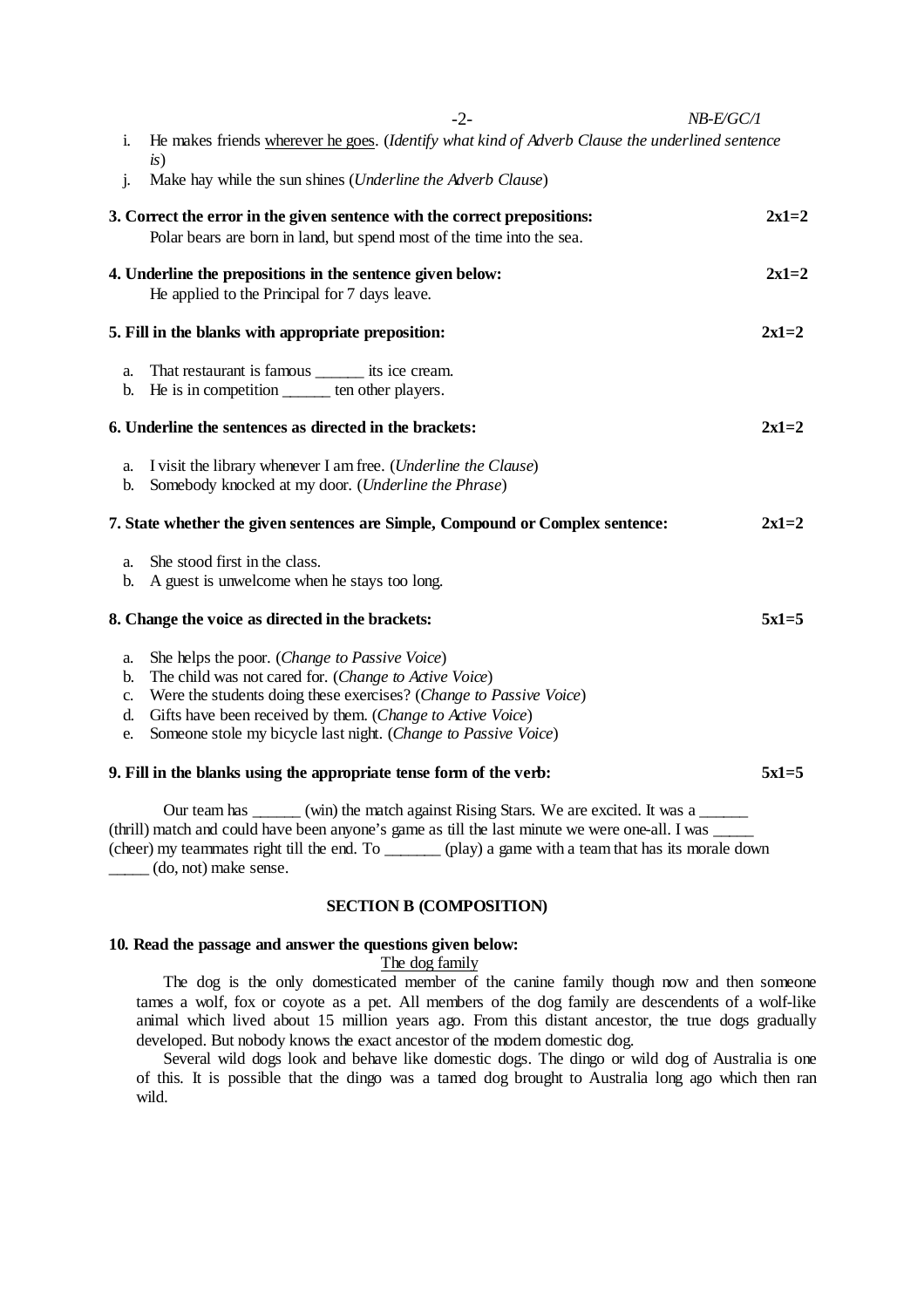i. He makes friends <u>wherever he goes</u>. (*Identify what kind of Adverb Clause the underlined sentence is*)

j. Make hay while the sun shines (*Underline the Adverb Clause*)

**3. Correct the error in the given sentence with the correct prepositions: 2x1=2**

Polar bears are born in land, but spend most of the time into the sea.

**4. Underline the prepositions in the sentence given below: 2x1=2**

He applied to the Principal for 7 days leave.

**5. Fill in the blanks with appropriate preposition: 2x1=2**

a. That restaurant is famous ______ its ice cream.
b. He is in competition ______ ten other players.

**6. Underline the sentences as directed in the brackets: 2x1=2**

a. I visit the library whenever I am free. (*Underline the Clause*)
b. Somebody knocked at my door. (*Underline the Phrase*)

**7. State whether the given sentences are Simple, Compound or Complex sentence: 2x1=2**

a. She stood first in the class.
b. A guest is unwelcome when he stays too long.

**8. Change the voice as directed in the brackets: 5x1=5**

a. She helps the poor. (*Change to Passive Voice*)
b. The child was not cared for. (*Change to Active Voice*)
c. Were the students doing these exercises? (*Change to Passive Voice*)
d. Gifts have been received by them. (*Change to Active Voice*)
e. Someone stole my bicycle last night. (*Change to Passive Voice*)

**9. Fill in the blanks using the appropriate tense form of the verb: 5x1=5**

Our team has ______ (win) the match against Rising Stars. We are excited. It was a ______ (thrill) match and could have been anyone's game as till the last minute we were one-all. I was _____ (cheer) my teammates right till the end. To _______ (play) a game with a team that has its morale down _____ (do, not) make sense.

## SECTION B (COMPOSITION)

**10. Read the passage and answer the questions given below:**

<u>The dog family</u>

The dog is the only domesticated member of the canine family though now and then someone tames a wolf, fox or coyote as a pet. All members of the dog family are descendents of a wolf-like animal which lived about 15 million years ago. From this distant ancestor, the true dogs gradually developed. But nobody knows the exact ancestor of the modern domestic dog.

Several wild dogs look and behave like domestic dogs. The dingo or wild dog of Australia is one of this. It is possible that the dingo was a tamed dog brought to Australia long ago which then ran wild.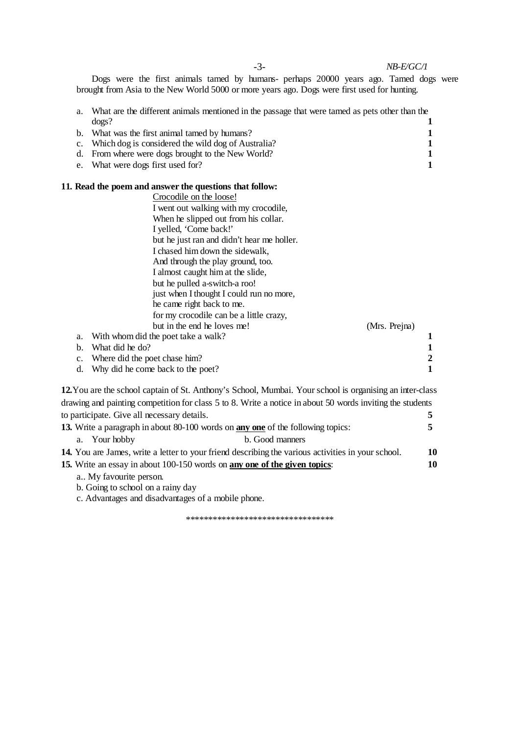Dogs were the first animals tamed by humans- perhaps 20000 years ago. Tamed dogs were brought from Asia to the New World 5000 or more years ago. Dogs were first used for hunting.

a. What are the different animals mentioned in the passage that were tamed as pets other than the dogs? **1**
b. What was the first animal tamed by humans? **1**
c. Which dog is considered the wild dog of Australia? **1**
d. From where were dogs brought to the New World? **1**
e. What were dogs first used for? **1**

**11. Read the poem and answer the questions that follow:**

<u>Crocodile on the loose!</u>
I went out walking with my crocodile,
When he slipped out from his collar.
I yelled, 'Come back!'
but he just ran and didn't hear me holler.
I chased him down the sidewalk,
And through the play ground, too.
I almost caught him at the slide,
but he pulled a-switch-a roo!
just when I thought I could run no more,
he came right back to me.
for my crocodile can be a little crazy,
but in the end he loves me! (Mrs. Prejna)

a. With whom did the poet take a walk? **1**
b. What did he do? **1**
c. Where did the poet chase him? **2**
d. Why did he come back to the poet? **1**

**12.** You are the school captain of St. Anthony's School, Mumbai. Your school is organising an inter-class drawing and painting competition for class 5 to 8. Write a notice in about 50 words inviting the students to participate. Give all necessary details. **5**

**13.** Write a paragraph in about 80-100 words on **<u>any one</u>** of the following topics: **5**

a. Your hobby        b. Good manners

**14.** You are James, write a letter to your friend describing the various activities in your school. **10**

**15.** Write an essay in about 100-150 words on **<u>any one of the given topics</u>**: **10**

a.. My favourite person.
b. Going to school on a rainy day
c. Advantages and disadvantages of a mobile phone.

\*\*\*\*\*\*\*\*\*\*\*\*\*\*\*\*\*\*\*\*\*\*\*\*\*\*\*\*\*\*\*\*\*\*